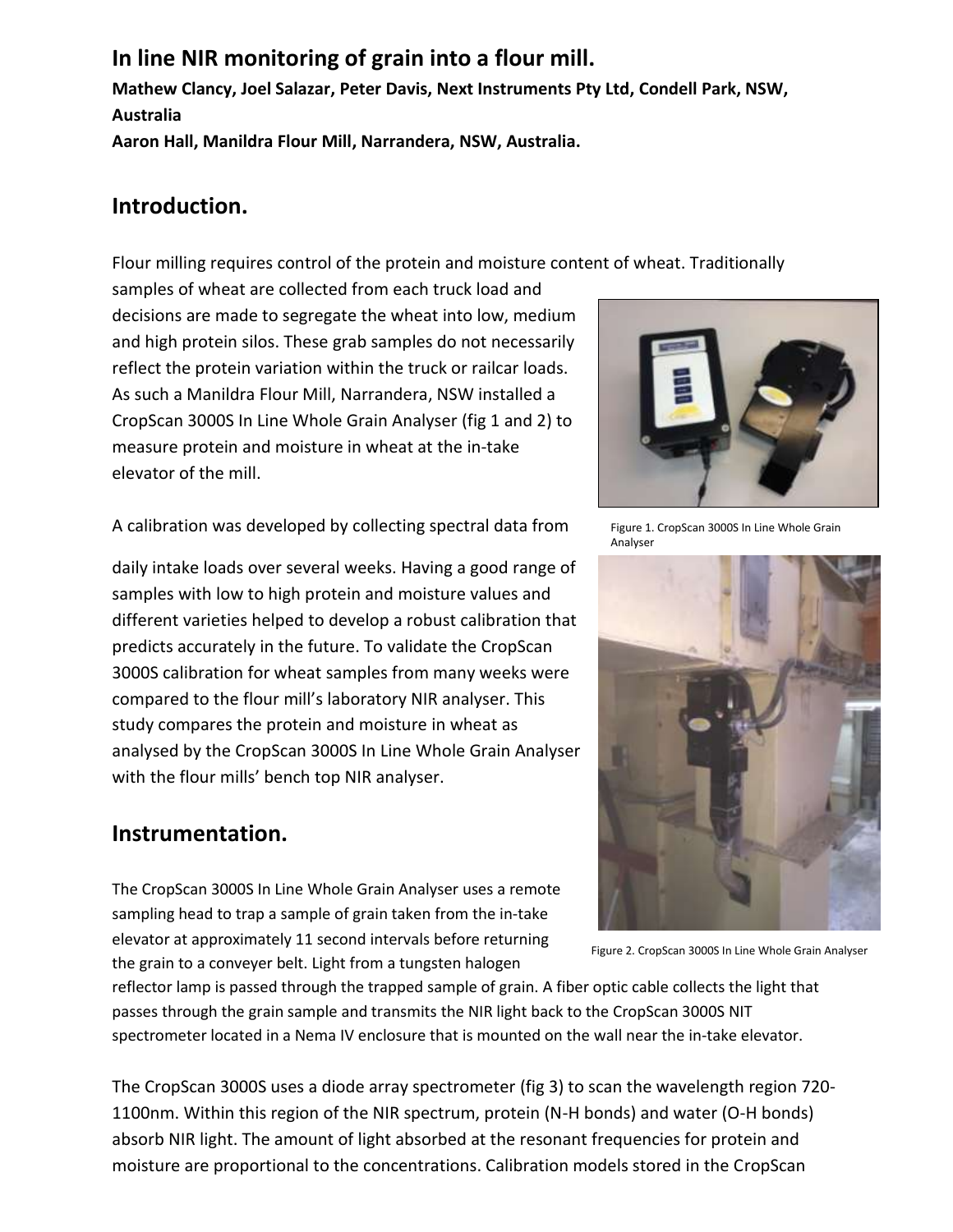# In line NIR monitoring of grain into a flour mill.

**Mathew Clancy, Joel Salazar, Peter Davis, Next Instruments Pty Ltd, Condell Park, NSW, Australia**

**Aaron Hall, Manildra Flour Mill, Narrandera, NSW, Australia.**

## Introduction.

Flour milling requires control of the protein and moisture content of wheat. Traditionally samples of wheat are collected from each truck load and decisions are made to segregate the wheat into low, medium and high protein silos. These grab samples do not necessarily reflect the protein variation within the truck or railcar loads. As such a Manildra Flour Mill, Narrandera, NSW installed a CropScan 3000S In Line Whole Grain Analyser (fig 1 and 2) to measure protein and moisture in wheat at the in-take elevator of the mill.

Figure 1. CropScan 3000S In Line Whole Grain Analyser

A calibration was developed by collecting spectral data from daily intake loads over several weeks. Having a good range of samples with low to high protein and moisture values and different varieties helped to develop a robust calibration that predicts accurately in the future. To validate the CropScan 3000S calibration for wheat samples from many weeks were compared to the flour mill's laboratory NIR analyser. This study compares the protein and moisture in wheat as analysed by the CropScan 3000S In Line Whole Grain Analyser with the flour mills' bench top NIR analyser.

Figure 2. CropScan 3000S In Line Whole Grain Analyser

## Instrumentation.

The CropScan 3000S In Line Whole Grain Analyser uses a remote sampling head to trap a sample of grain taken from the in-take elevator at approximately 11 second intervals before returning the grain to a conveyer belt. Light from a tungsten halogen reflector lamp is passed through the trapped sample of grain. A fiber optic cable collects the light that passes through the grain sample and transmits the NIR light back to the CropScan 3000S NIT spectrometer located in a Nema IV enclosure that is mounted on the wall near the in-take elevator.

The CropScan 3000S uses a diode array spectrometer (fig 3) to scan the wavelength region 720-1100nm. Within this region of the NIR spectrum, protein (N-H bonds) and water (O-H bonds) absorb NIR light. The amount of light absorbed at the resonant frequencies for protein and moisture are proportional to the concentrations. Calibration models stored in the CropScan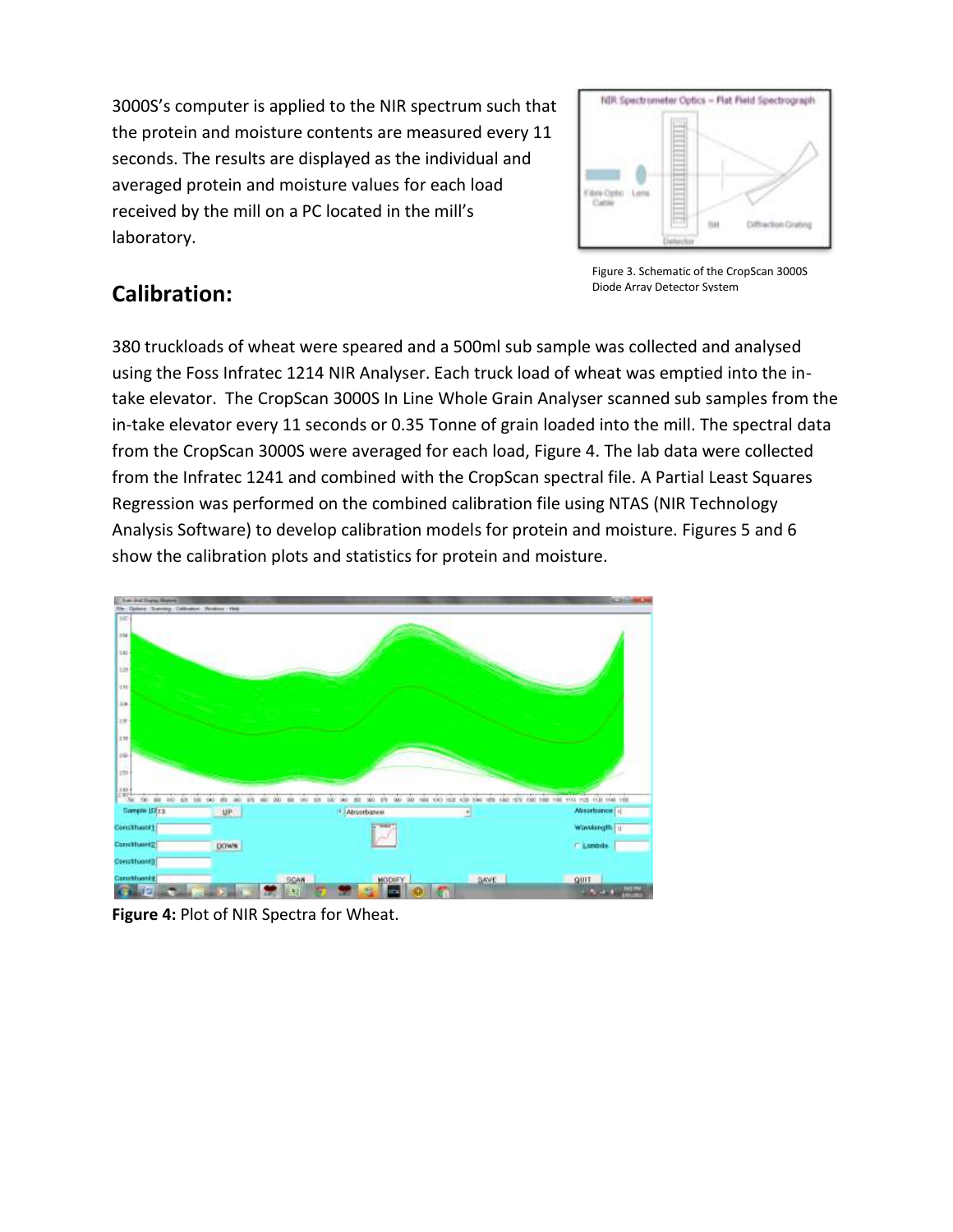3000S's computer is applied to the NIR spectrum such that the protein and moisture contents are measured every 11 seconds. The results are displayed as the individual and averaged protein and moisture values for each load received by the mill on a PC located in the mill's laboratory.

Figure 3. Schematic of the CropScan 3000S Diode Array Detector System

## Calibration:

380 truckloads of wheat were speared and a 500ml sub sample was collected and analysed using the Foss Infratec 1214 NIR Analyser. Each truck load of wheat was emptied into the in-take elevator. The CropScan 3000S In Line Whole Grain Analyser scanned sub samples from the in-take elevator every 11 seconds or 0.35 Tonne of grain loaded into the mill. The spectral data from the CropScan 3000S were averaged for each load, Figure 4. The lab data were collected from the Infratec 1241 and combined with the CropScan spectral file. A Partial Least Squares Regression was performed on the combined calibration file using NTAS (NIR Technology Analysis Software) to develop calibration models for protein and moisture. Figures 5 and 6 show the calibration plots and statistics for protein and moisture.

**Figure 4:** Plot of NIR Spectra for Wheat.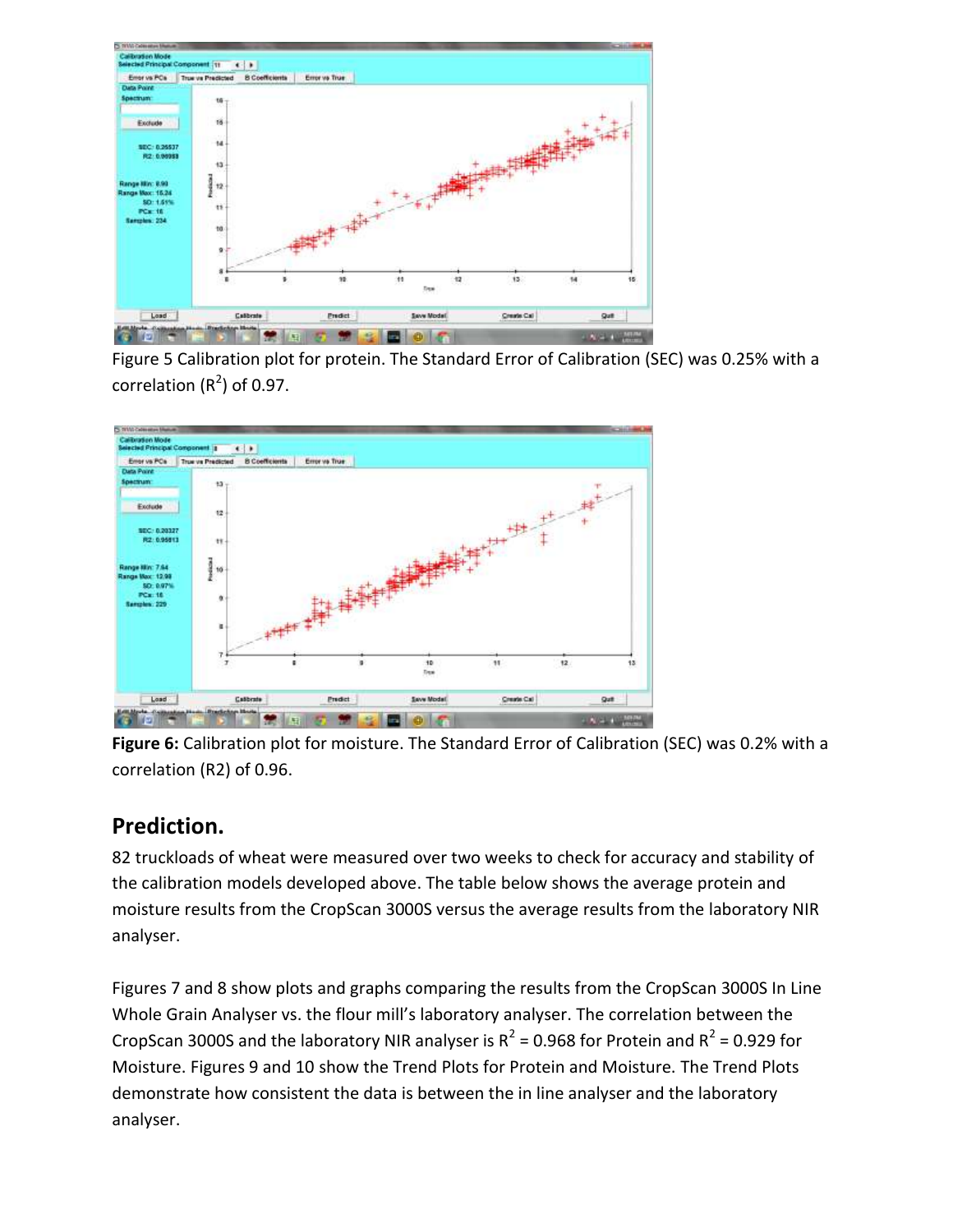Figure 5 Calibration plot for protein. The Standard Error of Calibration (SEC) was 0.25% with a correlation ($R^2$) of 0.97.

**Figure 6:** Calibration plot for moisture. The Standard Error of Calibration (SEC) was 0.2% with a correlation (R2) of 0.96.

## Prediction.

82 truckloads of wheat were measured over two weeks to check for accuracy and stability of the calibration models developed above. The table below shows the average protein and moisture results from the CropScan 3000S versus the average results from the laboratory NIR analyser.

Figures 7 and 8 show plots and graphs comparing the results from the CropScan 3000S In Line Whole Grain Analyser vs. the flour mill's laboratory analyser. The correlation between the CropScan 3000S and the laboratory NIR analyser is $R^2 = 0.968$ for Protein and $R^2 = 0.929$ for Moisture. Figures 9 and 10 show the Trend Plots for Protein and Moisture. The Trend Plots demonstrate how consistent the data is between the in line analyser and the laboratory analyser.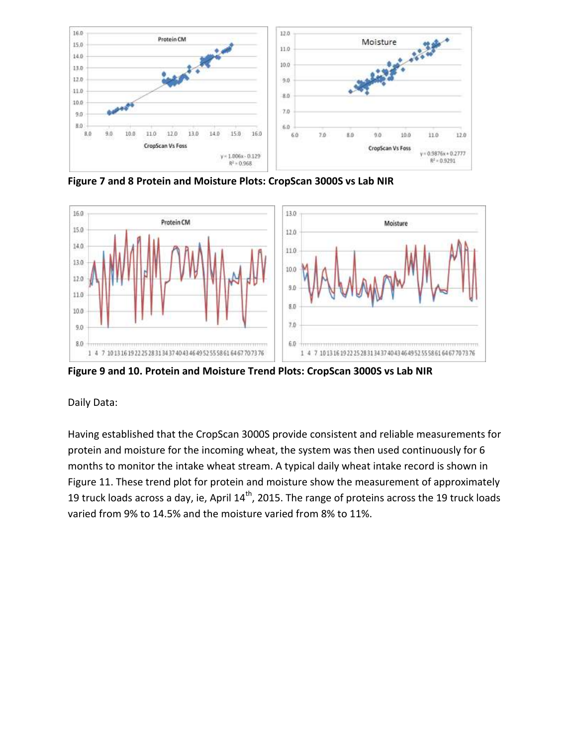**Figure 7 and 8 Protein and Moisture Plots: CropScan 3000S vs Lab NIR**

**Figure 9 and 10. Protein and Moisture Trend Plots: CropScan 3000S vs Lab NIR**

Daily Data:

Having established that the CropScan 3000S provide consistent and reliable measurements for protein and moisture for the incoming wheat, the system was then used continuously for 6 months to monitor the intake wheat stream. A typical daily wheat intake record is shown in Figure 11. These trend plot for protein and moisture show the measurement of approximately 19 truck loads across a day, ie, April 14$^{th}$, 2015. The range of proteins across the 19 truck loads varied from 9% to 14.5% and the moisture varied from 8% to 11%.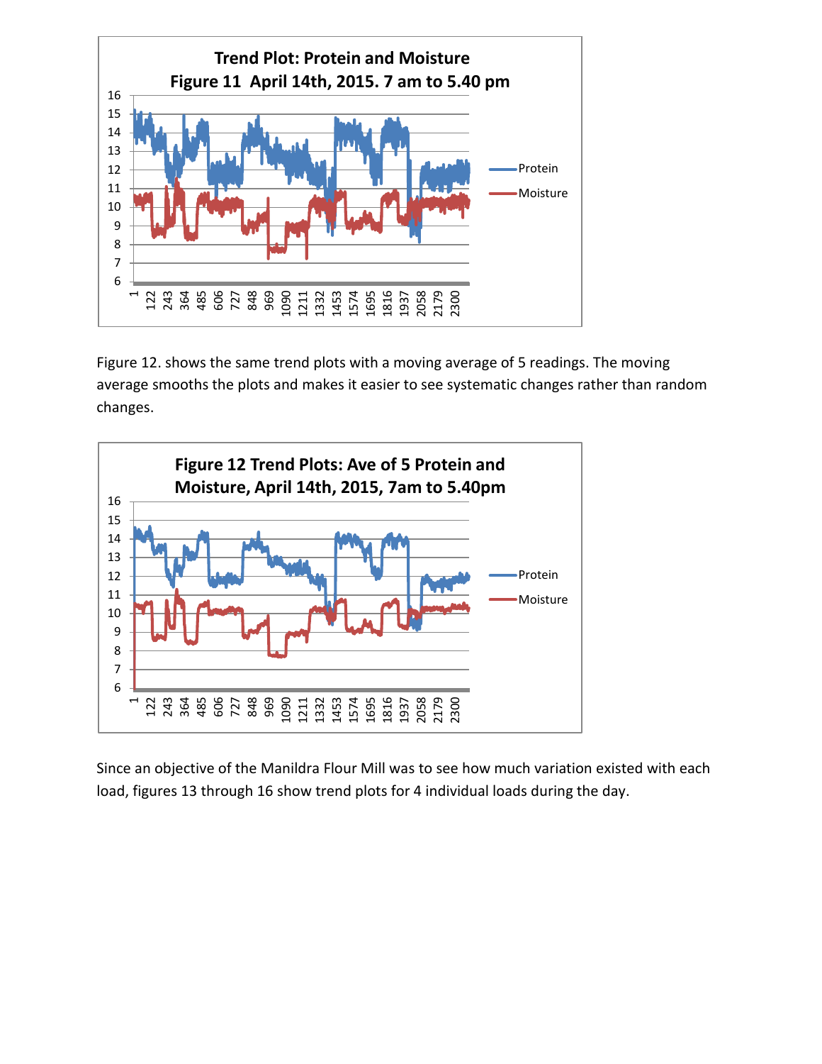**Trend Plot: Protein and Moisture**
**Figure 11 April 14th, 2015. 7 am to 5.40 pm**

Figure 12. shows the same trend plots with a moving average of 5 readings. The moving average smooths the plots and makes it easier to see systematic changes rather than random changes.

**Figure 12 Trend Plots: Ave of 5 Protein and Moisture, April 14th, 2015, 7am to 5.40pm**

Since an objective of the Manildra Flour Mill was to see how much variation existed with each load, figures 13 through 16 show trend plots for 4 individual loads during the day.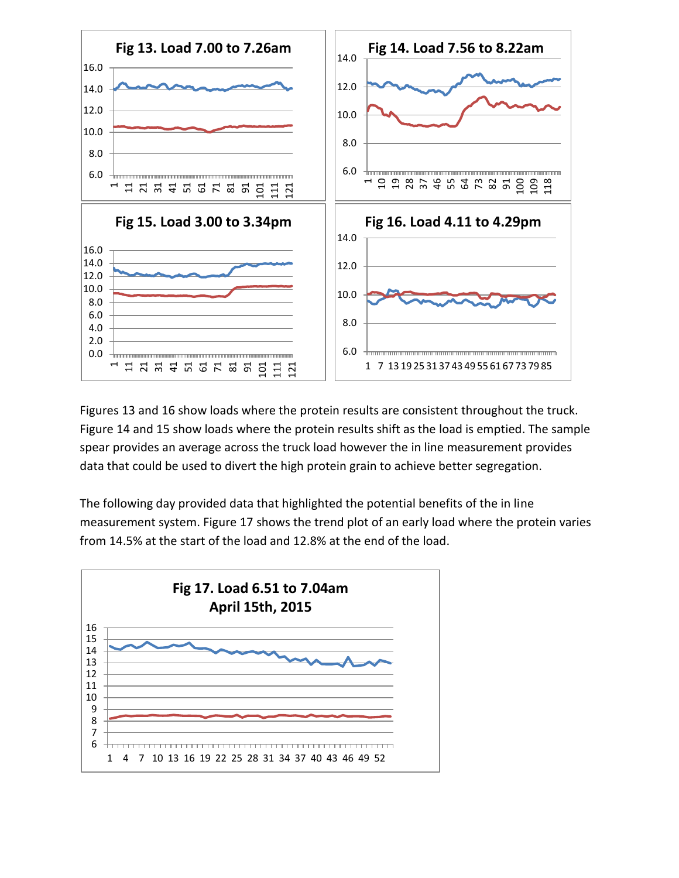Fig 13. Load 7.00 to 7.26am

Fig 14. Load 7.56 to 8.22am

Fig 15. Load 3.00 to 3.34pm

Fig 16. Load 4.11 to 4.29pm

Figures 13 and 16 show loads where the protein results are consistent throughout the truck. Figure 14 and 15 show loads where the protein results shift as the load is emptied. The sample spear provides an average across the truck load however the in line measurement provides data that could be used to divert the high protein grain to achieve better segregation.

The following day provided data that highlighted the potential benefits of the in line measurement system. Figure 17 shows the trend plot of an early load where the protein varies from 14.5% at the start of the load and 12.8% at the end of the load.

Fig 17. Load 6.51 to 7.04am
April 15th, 2015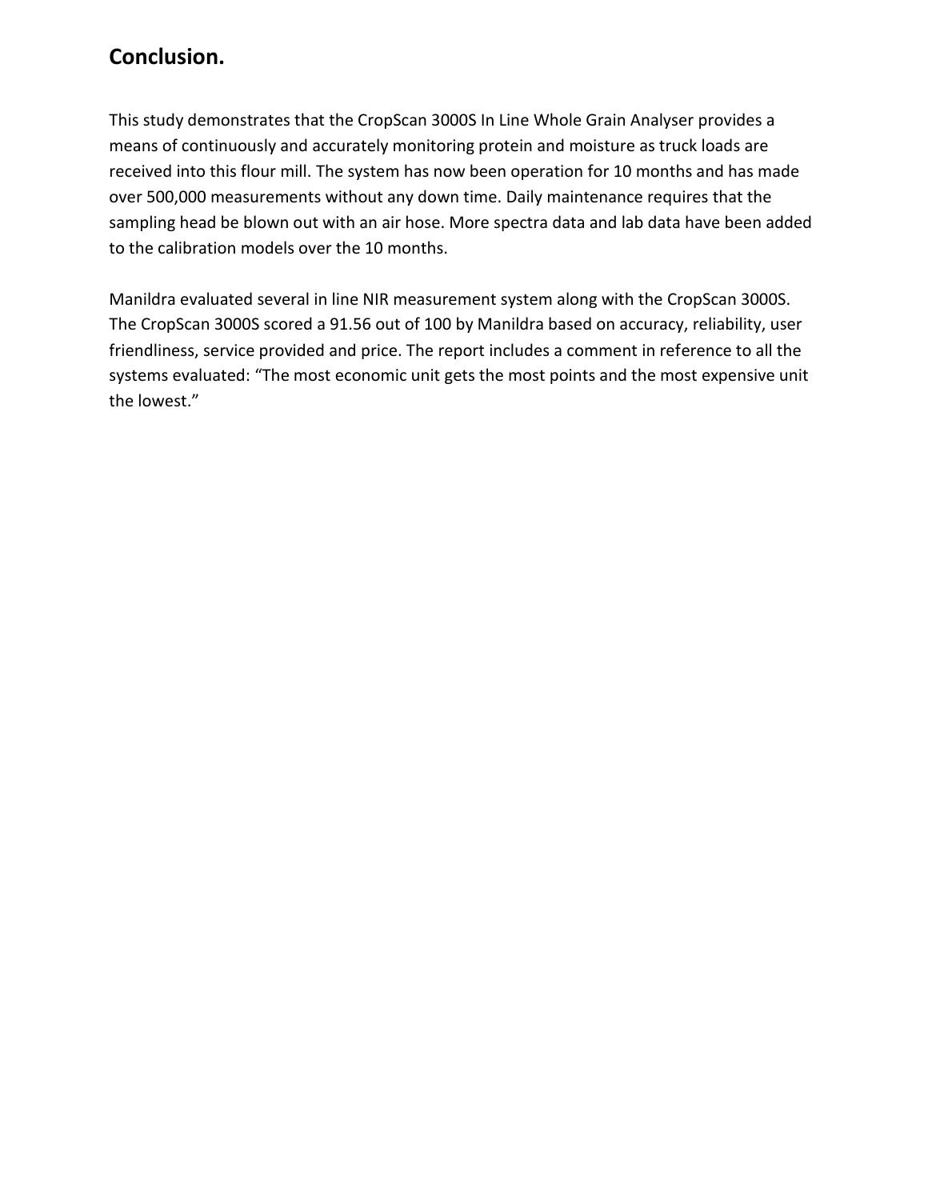## Conclusion.

This study demonstrates that the CropScan 3000S In Line Whole Grain Analyser provides a means of continuously and accurately monitoring protein and moisture as truck loads are received into this flour mill. The system has now been operation for 10 months and has made over 500,000 measurements without any down time. Daily maintenance requires that the sampling head be blown out with an air hose. More spectra data and lab data have been added to the calibration models over the 10 months.

Manildra evaluated several in line NIR measurement system along with the CropScan 3000S. The CropScan 3000S scored a 91.56 out of 100 by Manildra based on accuracy, reliability, user friendliness, service provided and price. The report includes a comment in reference to all the systems evaluated: "The most economic unit gets the most points and the most expensive unit the lowest."